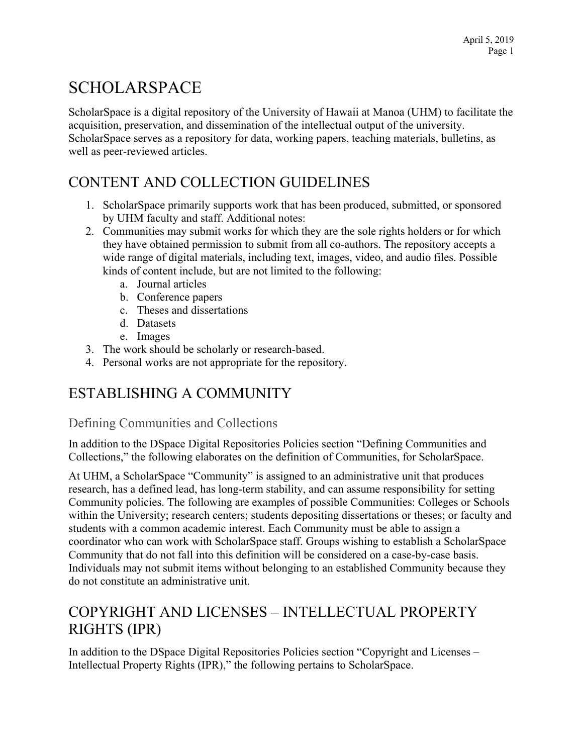# SCHOLARSPACE

ScholarSpace is a digital repository of the University of Hawaii at Manoa (UHM) to facilitate the acquisition, preservation, and dissemination of the intellectual output of the university. ScholarSpace serves as a repository for data, working papers, teaching materials, bulletins, as well as peer-reviewed articles.

# CONTENT AND COLLECTION GUIDELINES

1. ScholarSpace primarily supports work that has been produced, submitted, or sponsored by UHM faculty and staff. Additional notes:
2. Communities may submit works for which they are the sole rights holders or for which they have obtained permission to submit from all co-authors. The repository accepts a wide range of digital materials, including text, images, video, and audio files. Possible kinds of content include, but are not limited to the following:
   a. Journal articles
   b. Conference papers
   c. Theses and dissertations
   d. Datasets
   e. Images
3. The work should be scholarly or research-based.
4. Personal works are not appropriate for the repository.

# ESTABLISHING A COMMUNITY

## Defining Communities and Collections

In addition to the DSpace Digital Repositories Policies section "Defining Communities and Collections," the following elaborates on the definition of Communities, for ScholarSpace.

At UHM, a ScholarSpace "Community" is assigned to an administrative unit that produces research, has a defined lead, has long-term stability, and can assume responsibility for setting Community policies. The following are examples of possible Communities: Colleges or Schools within the University; research centers; students depositing dissertations or theses; or faculty and students with a common academic interest. Each Community must be able to assign a coordinator who can work with ScholarSpace staff. Groups wishing to establish a ScholarSpace Community that do not fall into this definition will be considered on a case-by-case basis. Individuals may not submit items without belonging to an established Community because they do not constitute an administrative unit.

# COPYRIGHT AND LICENSES – INTELLECTUAL PROPERTY RIGHTS (IPR)

In addition to the DSpace Digital Repositories Policies section "Copyright and Licenses – Intellectual Property Rights (IPR)," the following pertains to ScholarSpace.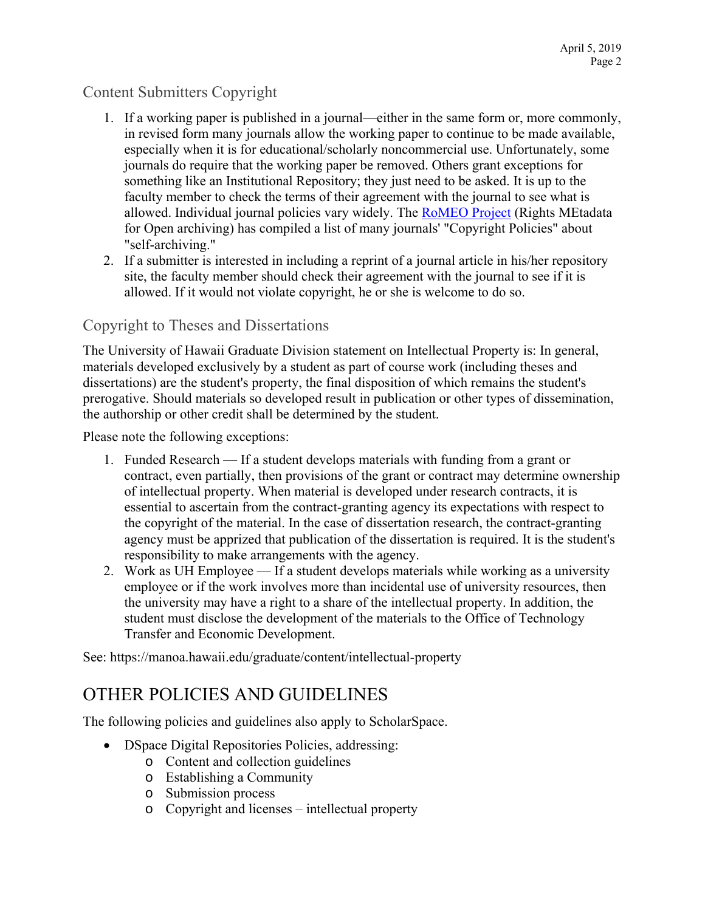## Content Submitters Copyright

1. If a working paper is published in a journal—either in the same form or, more commonly, in revised form many journals allow the working paper to continue to be made available, especially when it is for educational/scholarly noncommercial use. Unfortunately, some journals do require that the working paper be removed. Others grant exceptions for something like an Institutional Repository; they just need to be asked. It is up to the faculty member to check the terms of their agreement with the journal to see what is allowed. Individual journal policies vary widely. The RoMEO Project (Rights MEtadata for Open archiving) has compiled a list of many journals' "Copyright Policies" about "self-archiving."
2. If a submitter is interested in including a reprint of a journal article in his/her repository site, the faculty member should check their agreement with the journal to see if it is allowed. If it would not violate copyright, he or she is welcome to do so.

## Copyright to Theses and Dissertations

The University of Hawaii Graduate Division statement on Intellectual Property is: In general, materials developed exclusively by a student as part of course work (including theses and dissertations) are the student's property, the final disposition of which remains the student's prerogative. Should materials so developed result in publication or other types of dissemination, the authorship or other credit shall be determined by the student.

Please note the following exceptions:

1. Funded Research — If a student develops materials with funding from a grant or contract, even partially, then provisions of the grant or contract may determine ownership of intellectual property. When material is developed under research contracts, it is essential to ascertain from the contract-granting agency its expectations with respect to the copyright of the material. In the case of dissertation research, the contract-granting agency must be apprized that publication of the dissertation is required. It is the student's responsibility to make arrangements with the agency.
2. Work as UH Employee — If a student develops materials while working as a university employee or if the work involves more than incidental use of university resources, then the university may have a right to a share of the intellectual property. In addition, the student must disclose the development of the materials to the Office of Technology Transfer and Economic Development.

See: https://manoa.hawaii.edu/graduate/content/intellectual-property

# OTHER POLICIES AND GUIDELINES

The following policies and guidelines also apply to ScholarSpace.

- DSpace Digital Repositories Policies, addressing:
  - Content and collection guidelines
  - Establishing a Community
  - Submission process
  - Copyright and licenses – intellectual property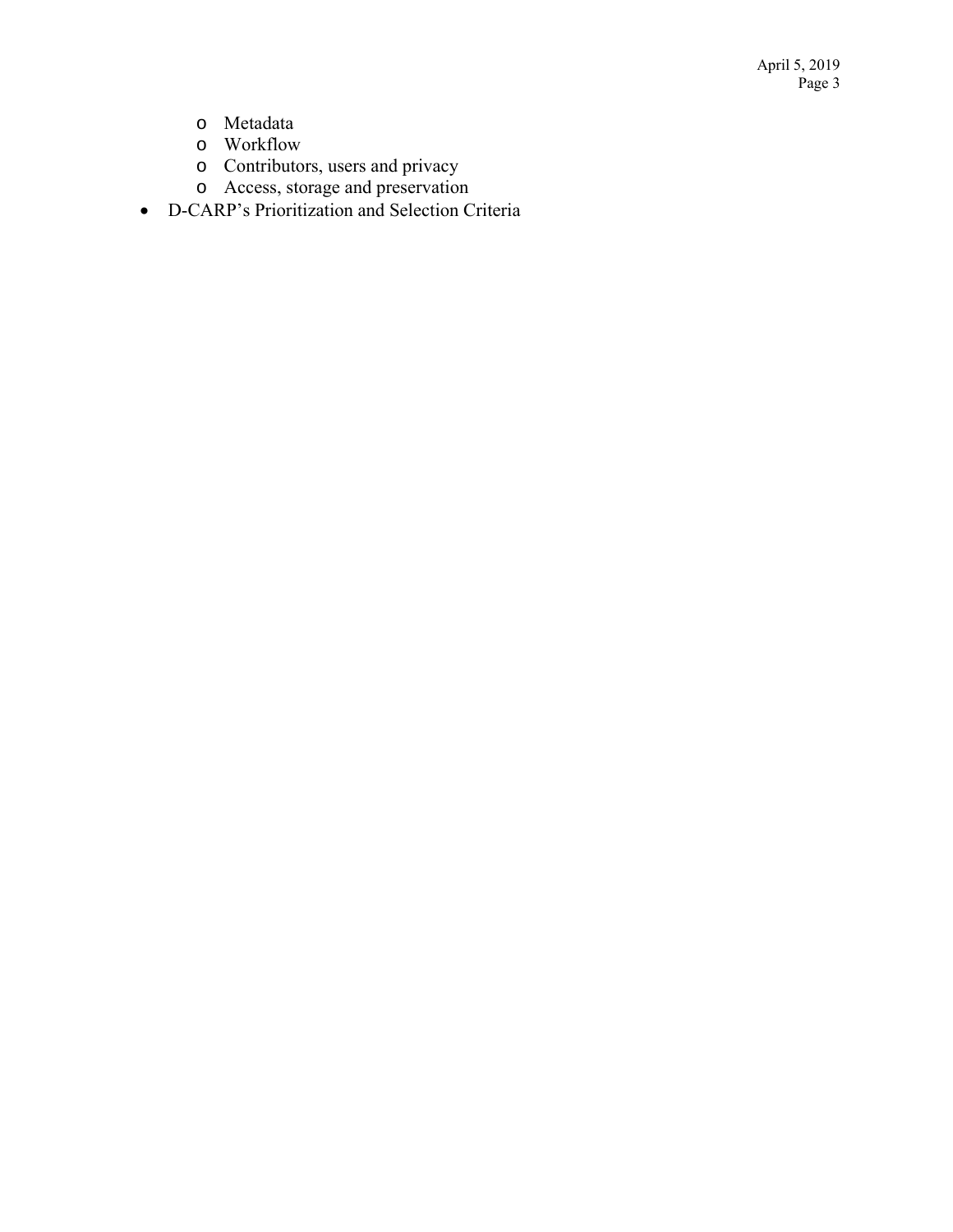- Metadata
    - Workflow
    - Contributors, users and privacy
    - Access, storage and preservation
- D-CARP's Prioritization and Selection Criteria